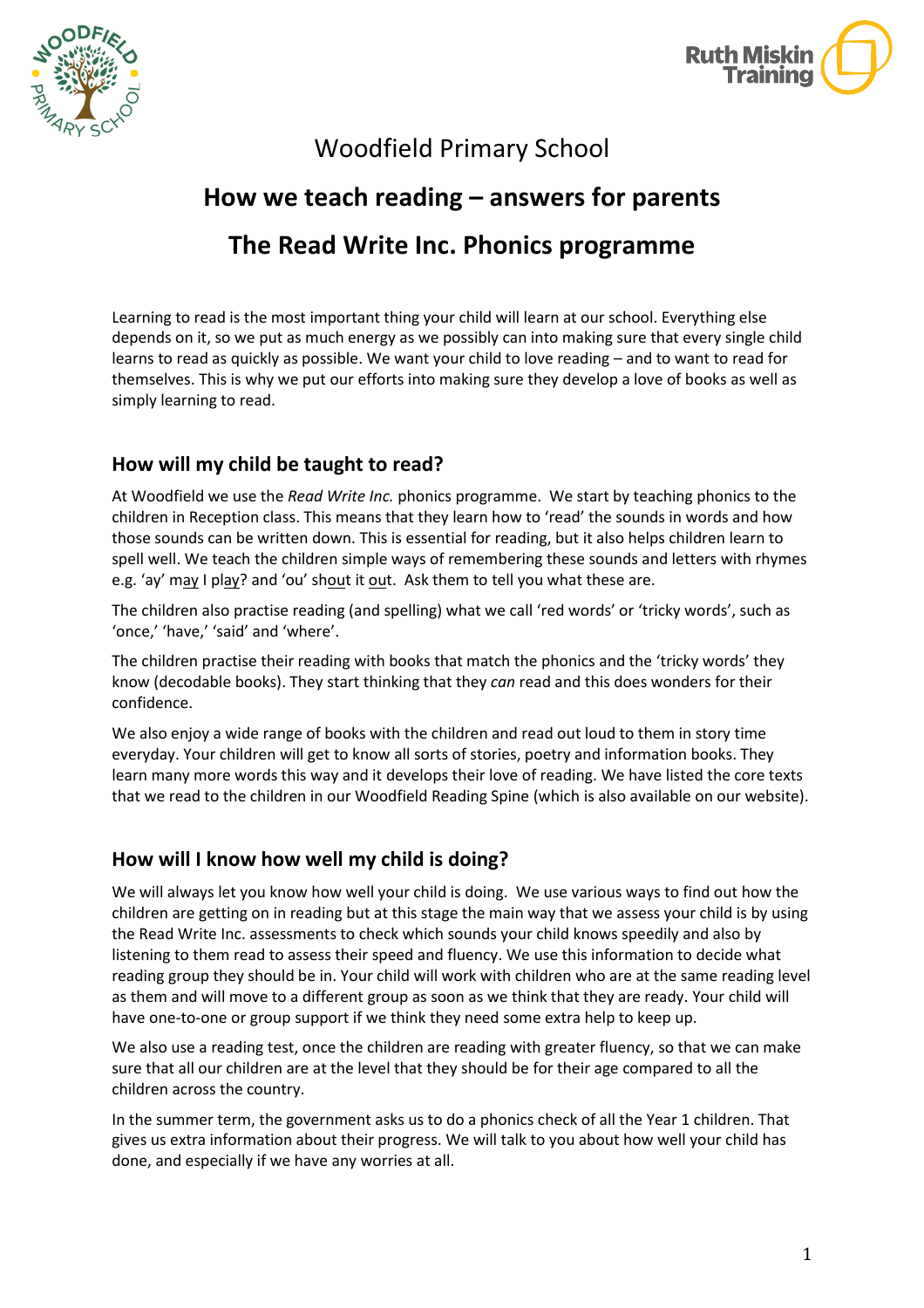Woodfield Primary School

# How we teach reading – answers for parents

# The Read Write Inc. Phonics programme

Learning to read is the most important thing your child will learn at our school. Everything else depends on it, so we put as much energy as we possibly can into making sure that every single child learns to read as quickly as possible. We want your child to love reading – and to want to read for themselves. This is why we put our efforts into making sure they develop a love of books as well as simply learning to read.

## How will my child be taught to read?

At Woodfield we use the *Read Write Inc.* phonics programme. We start by teaching phonics to the children in Reception class. This means that they learn how to 'read' the sounds in words and how those sounds can be written down. This is essential for reading, but it also helps children learn to spell well. We teach the children simple ways of remembering these sounds and letters with rhymes e.g. 'ay' m<u>ay</u> I pl<u>ay</u>? and 'ou' sh<u>ou</u>t it <u>ou</u>t. Ask them to tell you what these are.

The children also practise reading (and spelling) what we call 'red words' or 'tricky words', such as 'once,' 'have,' 'said' and 'where'.

The children practise their reading with books that match the phonics and the 'tricky words' they know (decodable books). They start thinking that they *can* read and this does wonders for their confidence.

We also enjoy a wide range of books with the children and read out loud to them in story time everyday. Your children will get to know all sorts of stories, poetry and information books. They learn many more words this way and it develops their love of reading. We have listed the core texts that we read to the children in our Woodfield Reading Spine (which is also available on our website).

## How will I know how well my child is doing?

We will always let you know how well your child is doing. We use various ways to find out how the children are getting on in reading but at this stage the main way that we assess your child is by using the Read Write Inc. assessments to check which sounds your child knows speedily and also by listening to them read to assess their speed and fluency. We use this information to decide what reading group they should be in. Your child will work with children who are at the same reading level as them and will move to a different group as soon as we think that they are ready. Your child will have one-to-one or group support if we think they need some extra help to keep up.

We also use a reading test, once the children are reading with greater fluency, so that we can make sure that all our children are at the level that they should be for their age compared to all the children across the country.

In the summer term, the government asks us to do a phonics check of all the Year 1 children. That gives us extra information about their progress. We will talk to you about how well your child has done, and especially if we have any worries at all.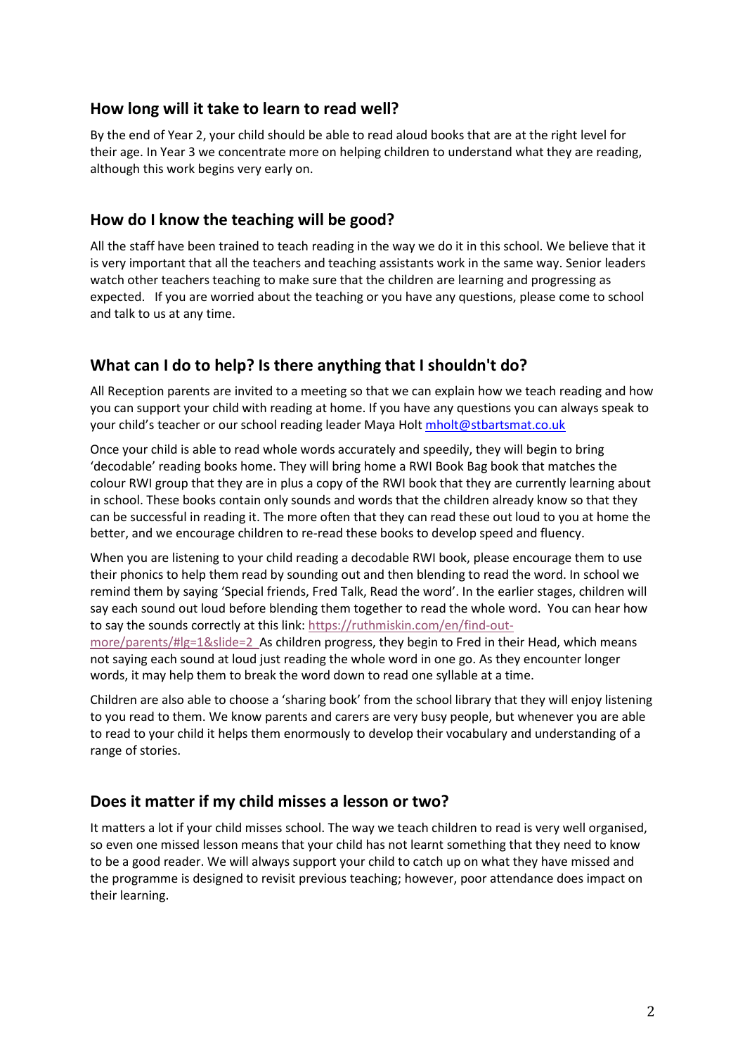## How long will it take to learn to read well?

By the end of Year 2, your child should be able to read aloud books that are at the right level for their age. In Year 3 we concentrate more on helping children to understand what they are reading, although this work begins very early on.

## How do I know the teaching will be good?

All the staff have been trained to teach reading in the way we do it in this school. We believe that it is very important that all the teachers and teaching assistants work in the same way. Senior leaders watch other teachers teaching to make sure that the children are learning and progressing as expected. If you are worried about the teaching or you have any questions, please come to school and talk to us at any time.

## What can I do to help? Is there anything that I shouldn't do?

All Reception parents are invited to a meeting so that we can explain how we teach reading and how you can support your child with reading at home. If you have any questions you can always speak to your child's teacher or our school reading leader Maya Holt [mholt@stbartsmat.co.uk](mailto:mholt@stbartsmat.co.uk)

Once your child is able to read whole words accurately and speedily, they will begin to bring 'decodable' reading books home. They will bring home a RWI Book Bag book that matches the colour RWI group that they are in plus a copy of the RWI book that they are currently learning about in school. These books contain only sounds and words that the children already know so that they can be successful in reading it. The more often that they can read these out loud to you at home the better, and we encourage children to re-read these books to develop speed and fluency.

When you are listening to your child reading a decodable RWI book, please encourage them to use their phonics to help them read by sounding out and then blending to read the word. In school we remind them by saying 'Special friends, Fred Talk, Read the word'. In the earlier stages, children will say each sound out loud before blending them together to read the whole word. You can hear how to say the sounds correctly at this link: [https://ruthmiskin.com/en/find-out-more/parents/#lg=1&slide=2](https://ruthmiskin.com/en/find-out-more/parents/#lg=1&slide=2) As children progress, they begin to Fred in their Head, which means not saying each sound at loud just reading the whole word in one go. As they encounter longer words, it may help them to break the word down to read one syllable at a time.

Children are also able to choose a 'sharing book' from the school library that they will enjoy listening to you read to them. We know parents and carers are very busy people, but whenever you are able to read to your child it helps them enormously to develop their vocabulary and understanding of a range of stories.

## Does it matter if my child misses a lesson or two?

It matters a lot if your child misses school. The way we teach children to read is very well organised, so even one missed lesson means that your child has not learnt something that they need to know to be a good reader. We will always support your child to catch up on what they have missed and the programme is designed to revisit previous teaching; however, poor attendance does impact on their learning.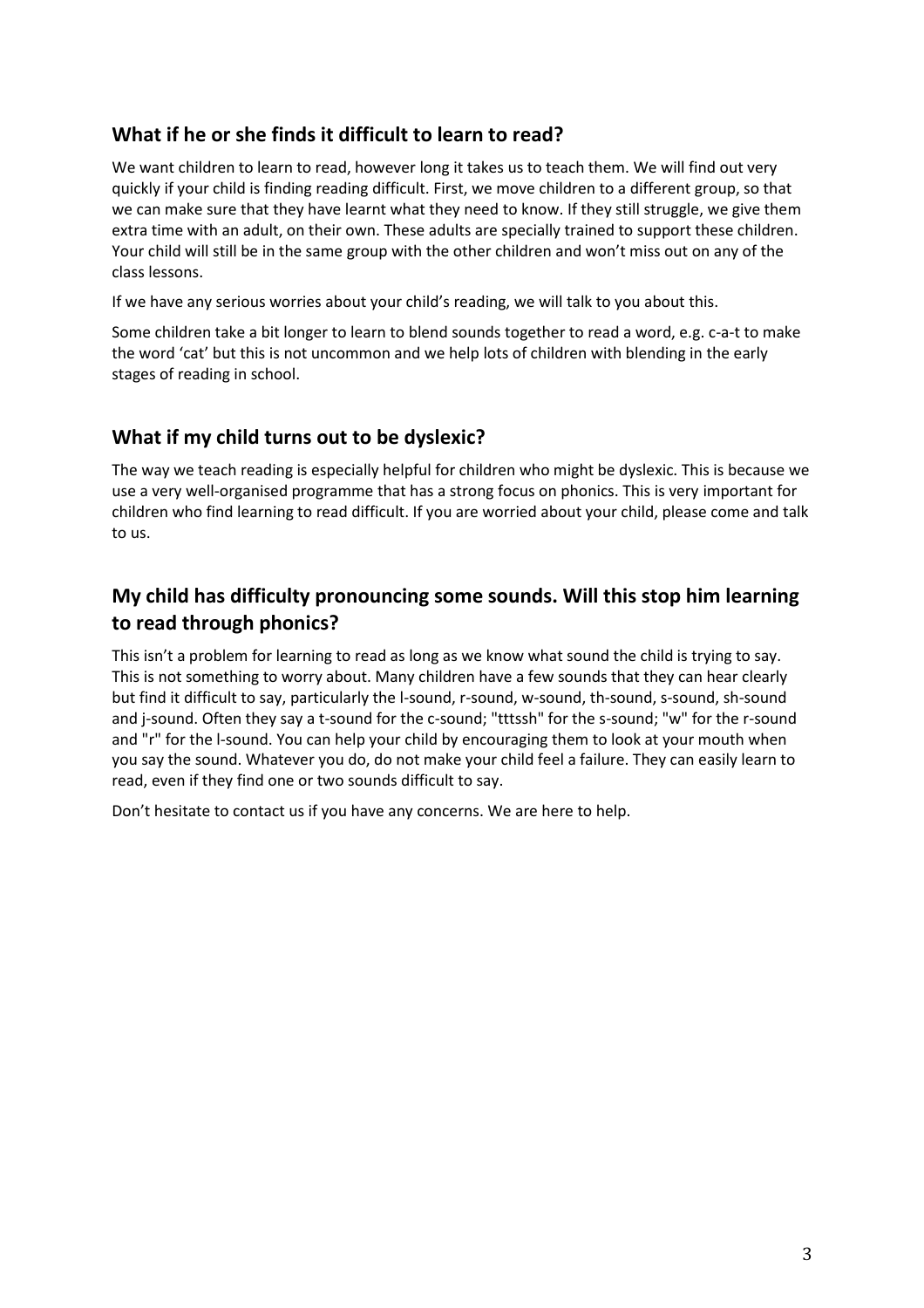## What if he or she finds it difficult to learn to read?

We want children to learn to read, however long it takes us to teach them. We will find out very quickly if your child is finding reading difficult. First, we move children to a different group, so that we can make sure that they have learnt what they need to know. If they still struggle, we give them extra time with an adult, on their own. These adults are specially trained to support these children. Your child will still be in the same group with the other children and won't miss out on any of the class lessons.

If we have any serious worries about your child's reading, we will talk to you about this.

Some children take a bit longer to learn to blend sounds together to read a word, e.g. c-a-t to make the word 'cat' but this is not uncommon and we help lots of children with blending in the early stages of reading in school.

## What if my child turns out to be dyslexic?

The way we teach reading is especially helpful for children who might be dyslexic. This is because we use a very well-organised programme that has a strong focus on phonics. This is very important for children who find learning to read difficult. If you are worried about your child, please come and talk to us.

## My child has difficulty pronouncing some sounds. Will this stop him learning to read through phonics?

This isn't a problem for learning to read as long as we know what sound the child is trying to say. This is not something to worry about. Many children have a few sounds that they can hear clearly but find it difficult to say, particularly the l-sound, r-sound, w-sound, th-sound, s-sound, sh-sound and j-sound. Often they say a t-sound for the c-sound; "tttssh" for the s-sound; "w" for the r-sound and "r" for the l-sound. You can help your child by encouraging them to look at your mouth when you say the sound. Whatever you do, do not make your child feel a failure. They can easily learn to read, even if they find one or two sounds difficult to say.

Don't hesitate to contact us if you have any concerns. We are here to help.